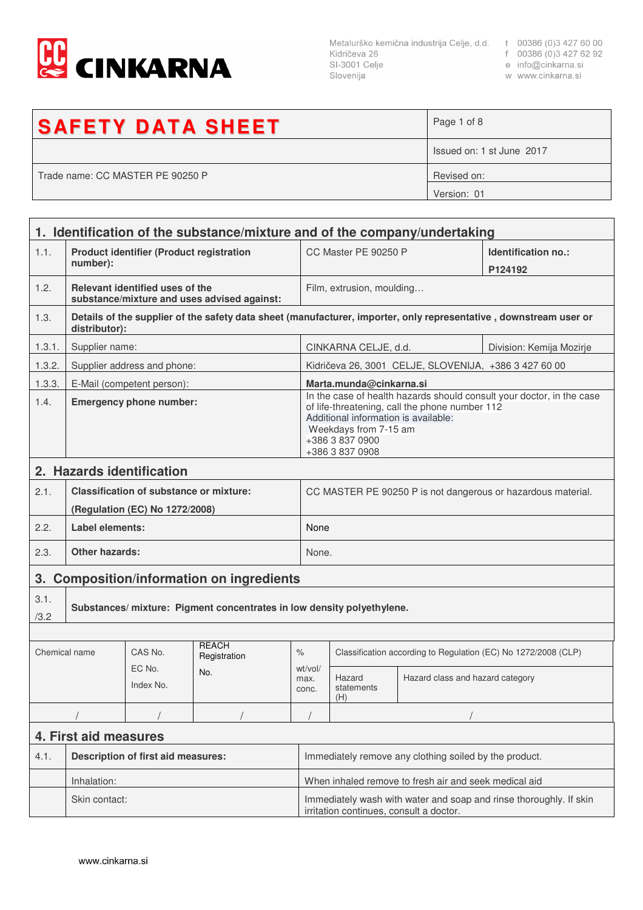CINKARNA

Metalurško kemična industrija Celje, d.d.
Kidričeva 26
SI-3001 Celje
Slovenija

t 00386 (0)3 427 60 00
f 00386 (0)3 427 62 92
e info@cinkarna.si
w www.cinkarna.si

| SAFETY DATA SHEET | |
|---|---|
| | Issued on: 1 st June 2017 |
| Trade name: CC MASTER PE 90250 P | Revised on: |
| | Version: 01 |

## 1. Identification of the substance/mixture and of the company/undertaking

| | | | |
|---|---|---|---|
| 1.1. | **Product identifier (Product registration number):** | CC Master PE 90250 P | **Identification no.: P124192** |
| 1.2. | **Relevant identified uses of the substance/mixture and uses advised against:** | Film, extrusion, moulding… | |
| 1.3. | **Details of the supplier of the safety data sheet (manufacturer, importer, only representative , downstream user or distributor):** | | |
| 1.3.1. | Supplier name: | CINKARNA CELJE, d.d. | Division: Kemija Mozirje |
| 1.3.2. | Supplier address and phone: | Kidričeva 26, 3001 CELJE, SLOVENIJA, +386 3 427 60 00 | |
| 1.3.3. | E-Mail (competent person): | **Marta.munda@cinkarna.si** | |
| 1.4. | **Emergency phone number:** | In the case of health hazards should consult your doctor, in the case of life-threatening, call the phone number 112<br>Additional information is available:<br>Weekdays from 7-15 am<br>+386 3 837 0900<br>+386 3 837 0908 | |

## 2. Hazards identification

| | | |
|---|---|---|
| 2.1. | **Classification of substance or mixture: (Regulation (EC) No 1272/2008)** | CC MASTER PE 90250 P is not dangerous or hazardous material. |
| 2.2. | **Label elements:** | None |
| 2.3. | **Other hazards:** | None. |

## 3. Composition/information on ingredients

3.1./3.2 **Substances/ mixture: Pigment concentrates in low density polyethylene.**

| Chemical name | CAS No. EC No. Index No. | REACH Registration No. | % wt/vol/ max. conc. | Classification according to Regulation (EC) No 1272/2008 (CLP) | |
|---|---|---|---|---|---|
| | | | | Hazard statements (H) | Hazard class and hazard category |
| / | / | / | / | / | |

## 4. First aid measures

| | | |
|---|---|---|
| 4.1. | **Description of first aid measures:** | Immediately remove any clothing soiled by the product. |
| | Inhalation: | When inhaled remove to fresh air and seek medical aid |
| | Skin contact: | Immediately wash with water and soap and rinse thoroughly. If skin irritation continues, consult a doctor. |

www.cinkarna.si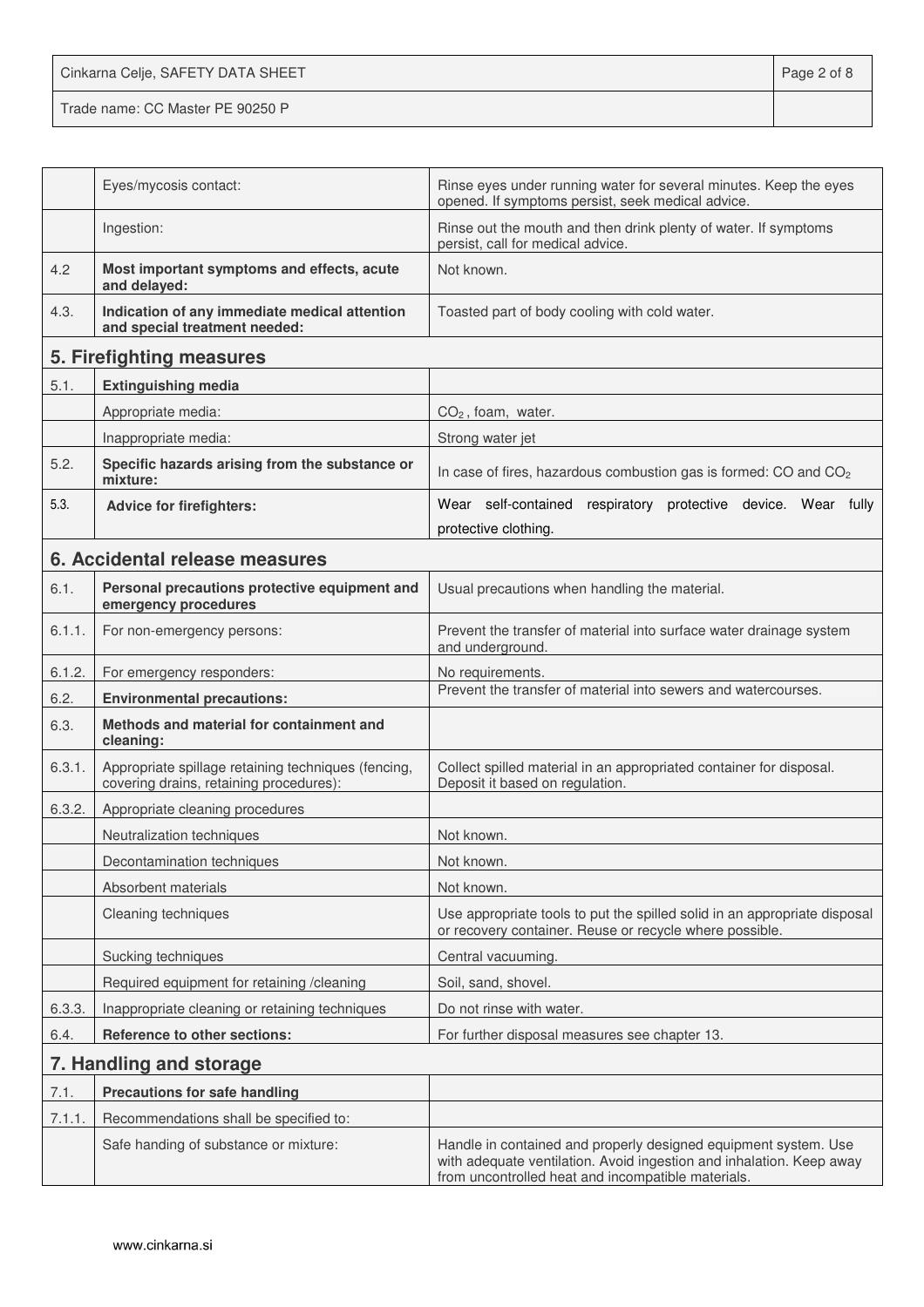| | | |
|---|---|---|
| | Eyes/mycosis contact: | Rinse eyes under running water for several minutes. Keep the eyes opened. If symptoms persist, seek medical advice. |
| | Ingestion: | Rinse out the mouth and then drink plenty of water. If symptoms persist, call for medical advice. |
| 4.2 | **Most important symptoms and effects, acute and delayed:** | Not known. |
| 4.3. | **Indication of any immediate medical attention and special treatment needed:** | Toasted part of body cooling with cold water. |

## 5. Firefighting measures

| | | |
|---|---|---|
| 5.1. | **Extinguishing media** | |
| | Appropriate media: | $CO_2$ , foam, water. |
| | Inappropriate media: | Strong water jet |
| 5.2. | **Specific hazards arising from the substance or mixture:** | In case of fires, hazardous combustion gas is formed: CO and $CO_2$ |
| 5.3. | **Advice for firefighters:** | Wear self-contained respiratory protective device. Wear fully protective clothing. |

## 6. Accidental release measures

| | | |
|---|---|---|
| 6.1. | **Personal precautions protective equipment and emergency procedures** | Usual precautions when handling the material. |
| 6.1.1. | For non-emergency persons: | Prevent the transfer of material into surface water drainage system and underground. |
| 6.1.2. | For emergency responders: | No requirements. |
| 6.2. | **Environmental precautions:** | Prevent the transfer of material into sewers and watercourses. |
| 6.3. | **Methods and material for containment and cleaning:** | |
| 6.3.1. | Appropriate spillage retaining techniques (fencing, covering drains, retaining procedures): | Collect spilled material in an appropriated container for disposal. Deposit it based on regulation. |
| 6.3.2. | Appropriate cleaning procedures | |
| | Neutralization techniques | Not known. |
| | Decontamination techniques | Not known. |
| | Absorbent materials | Not known. |
| | Cleaning techniques | Use appropriate tools to put the spilled solid in an appropriate disposal or recovery container. Reuse or recycle where possible. |
| | Sucking techniques | Central vacuuming. |
| | Required equipment for retaining /cleaning | Soil, sand, shovel. |
| 6.3.3. | Inappropriate cleaning or retaining techniques | Do not rinse with water. |
| 6.4. | **Reference to other sections:** | For further disposal measures see chapter 13. |

## 7. Handling and storage

| | | |
|---|---|---|
| 7.1. | **Precautions for safe handling** | |
| 7.1.1. | Recommendations shall be specified to: | |
| | Safe handing of substance or mixture: | Handle in contained and properly designed equipment system. Use with adequate ventilation. Avoid ingestion and inhalation. Keep away from uncontrolled heat and incompatible materials. |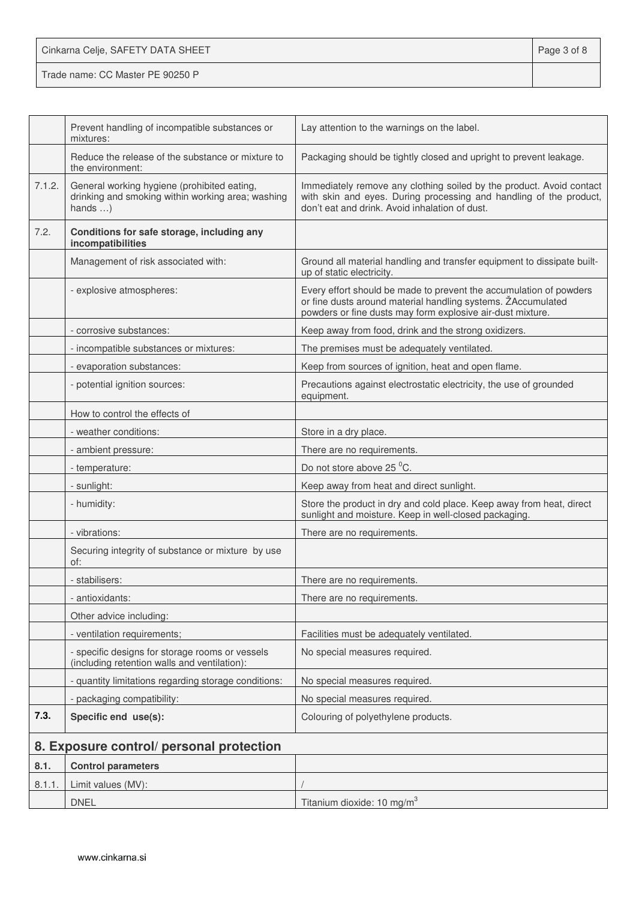| | | |
|---|---|---|
| | Prevent handling of incompatible substances or mixtures: | Lay attention to the warnings on the label. |
| | Reduce the release of the substance or mixture to the environment: | Packaging should be tightly closed and upright to prevent leakage. |
| 7.1.2. | General working hygiene (prohibited eating, drinking and smoking within working area; washing hands …) | Immediately remove any clothing soiled by the product. Avoid contact with skin and eyes. During processing and handling of the product, don't eat and drink. Avoid inhalation of dust. |
| 7.2. | **Conditions for safe storage, including any incompatibilities** | |
| | Management of risk associated with: | Ground all material handling and transfer equipment to dissipate built-up of static electricity. |
| | - explosive atmospheres: | Every effort should be made to prevent the accumulation of powders or fine dusts around material handling systems. ŽAccumulated powders or fine dusts may form explosive air-dust mixture. |
| | - corrosive substances: | Keep away from food, drink and the strong oxidizers. |
| | - incompatible substances or mixtures: | The premises must be adequately ventilated. |
| | - evaporation substances: | Keep from sources of ignition, heat and open flame. |
| | - potential ignition sources: | Precautions against electrostatic electricity, the use of grounded equipment. |
| | How to control the effects of | |
| | - weather conditions: | Store in a dry place. |
| | - ambient pressure: | There are no requirements. |
| | - temperature: | Do not store above 25 $^0$C. |
| | - sunlight: | Keep away from heat and direct sunlight. |
| | - humidity: | Store the product in dry and cold place. Keep away from heat, direct sunlight and moisture. Keep in well-closed packaging. |
| | - vibrations: | There are no requirements. |
| | Securing integrity of substance or mixture by use of: | |
| | - stabilisers: | There are no requirements. |
| | - antioxidants: | There are no requirements. |
| | Other advice including: | |
| | - ventilation requirements; | Facilities must be adequately ventilated. |
| | - specific designs for storage rooms or vessels (including retention walls and ventilation): | No special measures required. |
| | - quantity limitations regarding storage conditions: | No special measures required. |
| | - packaging compatibility: | No special measures required. |
| **7.3.** | **Specific end use(s):** | Colouring of polyethylene products. |

## 8. Exposure control/ personal protection

| | | |
|---|---|---|
| **8.1.** | **Control parameters** | |
| 8.1.1. | Limit values (MV): | / |
| | DNEL | Titanium dioxide: 10 mg/m$^3$ |

www.cinkarna.si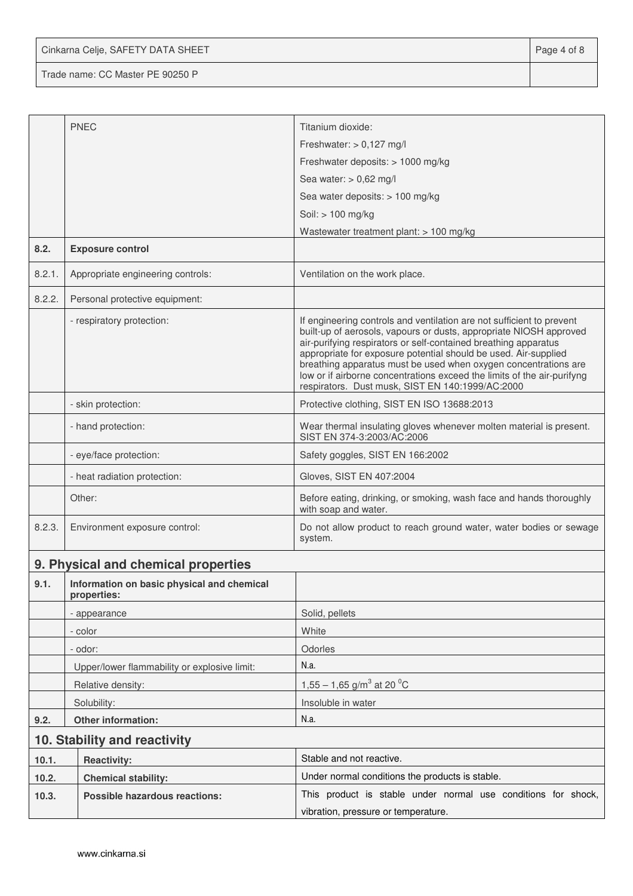| | | |
|---|---|---|
| | PNEC | Titanium dioxide:<br>Freshwater: > 0,127 mg/l<br>Freshwater deposits: > 1000 mg/kg<br>Sea water: > 0,62 mg/l<br>Sea water deposits: > 100 mg/kg<br>Soil: > 100 mg/kg<br>Wastewater treatment plant: > 100 mg/kg |
| **8.2.** | **Exposure control** | |
| 8.2.1. | Appropriate engineering controls: | Ventilation on the work place. |
| 8.2.2. | Personal protective equipment: | |
| | - respiratory protection: | If engineering controls and ventilation are not sufficient to prevent built-up of aerosols, vapours or dusts, appropriate NIOSH approved air-purifying respirators or self-contained breathing apparatus appropriate for exposure potential should be used. Air-supplied breathing apparatus must be used when oxygen concentrations are low or if airborne concentrations exceed the limits of the air-purifyng respirators. Dust musk, SIST EN 140:1999/AC:2000 |
| | - skin protection: | Protective clothing, SIST EN ISO 13688:2013 |
| | - hand protection: | Wear thermal insulating gloves whenever molten material is present. SIST EN 374-3:2003/AC:2006 |
| | - eye/face protection: | Safety goggles, SIST EN 166:2002 |
| | - heat radiation protection: | Gloves, SIST EN 407:2004 |
| | Other: | Before eating, drinking, or smoking, wash face and hands thoroughly with soap and water. |
| 8.2.3. | Environment exposure control: | Do not allow product to reach ground water, water bodies or sewage system. |

## 9. Physical and chemical properties

| | | |
|---|---|---|
| **9.1.** | **Information on basic physical and chemical properties:** | |
| | - appearance | Solid, pellets |
| | - color | White |
| | - odor: | Odorles |
| | Upper/lower flammability or explosive limit: | N.a. |
| | Relative density: | 1,55 – 1,65 g/m$^3$ at 20 $^0$C |
| | Solubility: | Insoluble in water |
| **9.2.** | **Other information:** | N.a. |

## 10. Stability and reactivity

| | | |
|---|---|---|
| **10.1.** | **Reactivity:** | Stable and not reactive. |
| **10.2.** | **Chemical stability:** | Under normal conditions the products is stable. |
| **10.3.** | **Possible hazardous reactions:** | This product is stable under normal use conditions for shock, vibration, pressure or temperature. |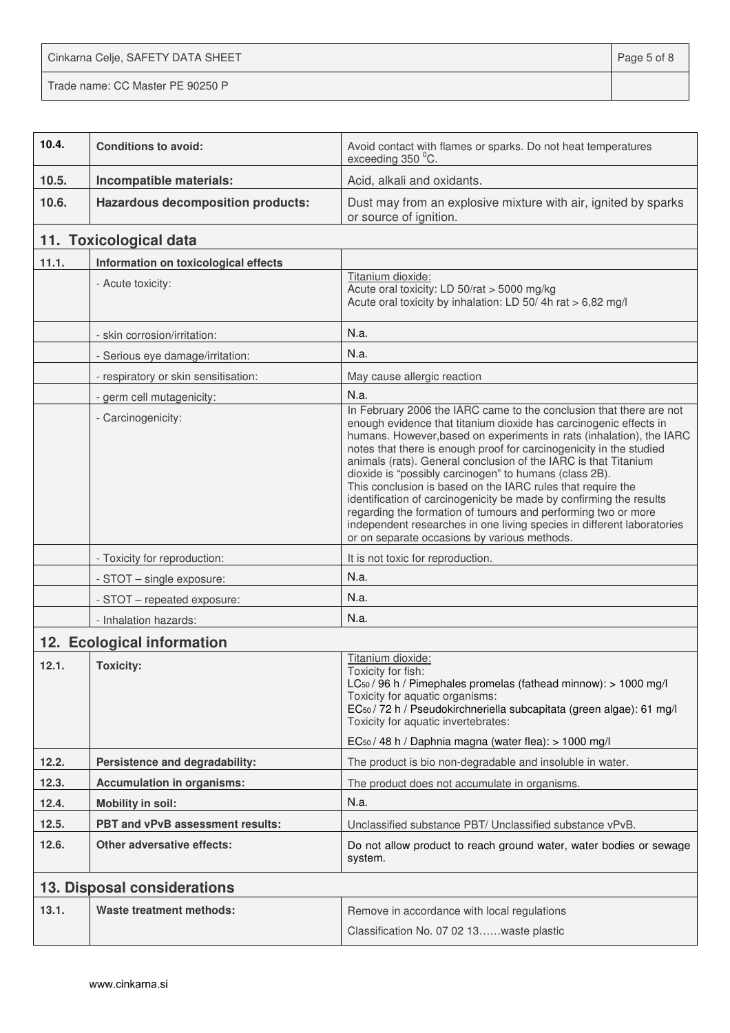| | | |
|---|---|---|
| **10.4.** | **Conditions to avoid:** | Avoid contact with flames or sparks. Do not heat temperatures exceeding 350 $^0$C. |
| **10.5.** | **Incompatible materials:** | Acid, alkali and oxidants. |
| **10.6.** | **Hazardous decomposition products:** | Dust may from an explosive mixture with air, ignited by sparks or source of ignition. |

## 11. Toxicological data

| | | |
|---|---|---|
| **11.1.** | **Information on toxicological effects** | |
| | - Acute toxicity: | Titanium dioxide:<br>Acute oral toxicity: LD 50/rat > 5000 mg/kg<br>Acute oral toxicity by inhalation: LD 50/ 4h rat > 6,82 mg/l |
| | - skin corrosion/irritation: | N.a. |
| | - Serious eye damage/irritation: | N.a. |
| | - respiratory or skin sensitisation: | May cause allergic reaction |
| | - germ cell mutagenicity: | N.a. |
| | - Carcinogenicity: | In February 2006 the IARC came to the conclusion that there are not enough evidence that titanium dioxide has carcinogenic effects in humans. However,based on experiments in rats (inhalation), the IARC notes that there is enough proof for carcinogenicity in the studied animals (rats). General conclusion of the IARC is that Titanium dioxide is "possibly carcinogen" to humans (class 2B).<br>This conclusion is based on the IARC rules that require the identification of carcinogenicity be made by confirming the results regarding the formation of tumours and performing two or more independent researches in one living species in different laboratories or on separate occasions by various methods. |
| | - Toxicity for reproduction: | It is not toxic for reproduction. |
| | - STOT – single exposure: | N.a. |
| | - STOT – repeated exposure: | N.a. |
| | - Inhalation hazards: | N.a. |

## 12. Ecological information

| | | |
|---|---|---|
| **12.1.** | **Toxicity:** | Titanium dioxide:<br>Toxicity for fish:<br>$LC_{50}$ / 96 h / Pimephales promelas (fathead minnow): > 1000 mg/l<br>Toxicity for aquatic organisms:<br>$EC_{50}$ / 72 h / Pseudokirchneriella subcapitata (green algae): 61 mg/l<br>Toxicity for aquatic invertebrates:<br>$EC_{50}$ / 48 h / Daphnia magna (water flea): > 1000 mg/l |
| **12.2.** | **Persistence and degradability:** | The product is bio non-degradable and insoluble in water. |
| **12.3.** | **Accumulation in organisms:** | The product does not accumulate in organisms. |
| **12.4.** | **Mobility in soil:** | N.a. |
| **12.5.** | **PBT and vPvB assessment results:** | Unclassified substance PBT/ Unclassified substance vPvB. |
| **12.6.** | **Other adversative effects:** | Do not allow product to reach ground water, water bodies or sewage system. |

## 13. Disposal considerations

| | | |
|---|---|---|
| **13.1.** | **Waste treatment methods:** | Remove in accordance with local regulations<br>Classification No. 07 02 13……waste plastic |

www.cinkarna.si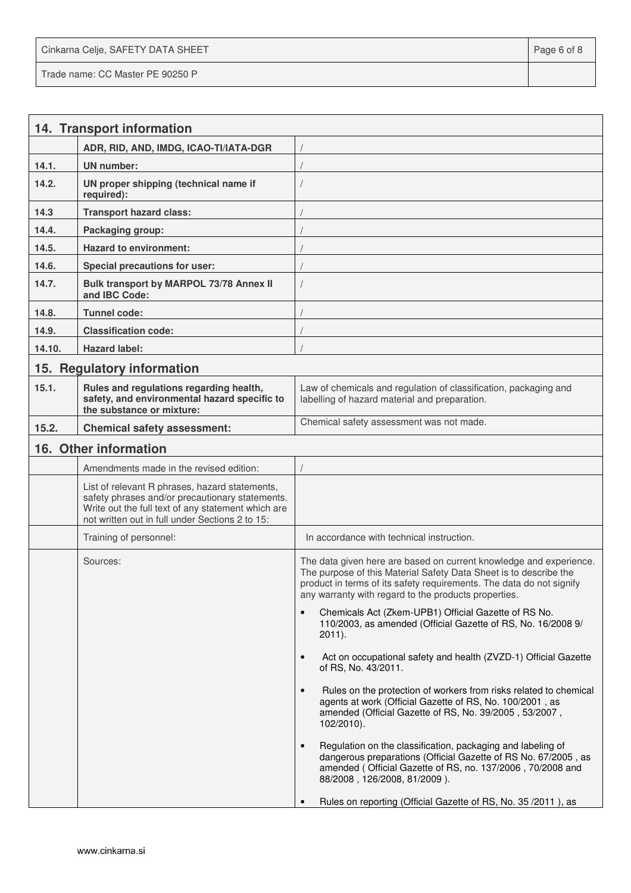## 14. Transport information

| | | |
|---|---|---|
| | **ADR, RID, AND, IMDG, ICAO-TI/IATA-DGR** | / |
| **14.1.** | **UN number:** | / |
| **14.2.** | **UN proper shipping (technical name if required):** | / |
| **14.3** | **Transport hazard class:** | / |
| **14.4.** | **Packaging group:** | / |
| **14.5.** | **Hazard to environment:** | / |
| **14.6.** | **Special precautions for user:** | / |
| **14.7.** | **Bulk transport by MARPOL 73/78 Annex II and IBC Code:** | / |
| **14.8.** | **Tunnel code:** | / |
| **14.9.** | **Classification code:** | / |
| **14.10.** | **Hazard label:** | / |

## 15. Regulatory information

| | | |
|---|---|---|
| **15.1.** | **Rules and regulations regarding health, safety, and environmental hazard specific to the substance or mixture:** | Law of chemicals and regulation of classification, packaging and labelling of hazard material and preparation. |
| **15.2.** | **Chemical safety assessment:** | Chemical safety assessment was not made. |

## 16. Other information

| | | |
|---|---|---|
| | Amendments made in the revised edition: | / |
| | List of relevant R phrases, hazard statements, safety phrases and/or precautionary statements. Write out the full text of any statement which are not written out in full under Sections 2 to 15: | |
| | Training of personnel: | In accordance with technical instruction. |
| | Sources: | The data given here are based on current knowledge and experience. The purpose of this Material Safety Data Sheet is to describe the product in terms of its safety requirements. The data do not signify any warranty with regard to the products properties.<br>• Chemicals Act (Zkem-UPB1) Official Gazette of RS No. 110/2003, as amended (Official Gazette of RS, No. 16/2008 9/ 2011).<br>• Act on occupational safety and health (ZVZD-1) Official Gazette of RS, No. 43/2011.<br>• Rules on the protection of workers from risks related to chemical agents at work (Official Gazette of RS, No. 100/2001 , as amended (Official Gazette of RS, No. 39/2005 , 53/2007 , 102/2010).<br>• Regulation on the classification, packaging and labeling of dangerous preparations (Official Gazette of RS No. 67/2005 , as amended ( Official Gazette of RS, no. 137/2006 , 70/2008 and 88/2008 , 126/2008, 81/2009 ).<br>• Rules on reporting (Official Gazette of RS, No. 35 /2011 ), as |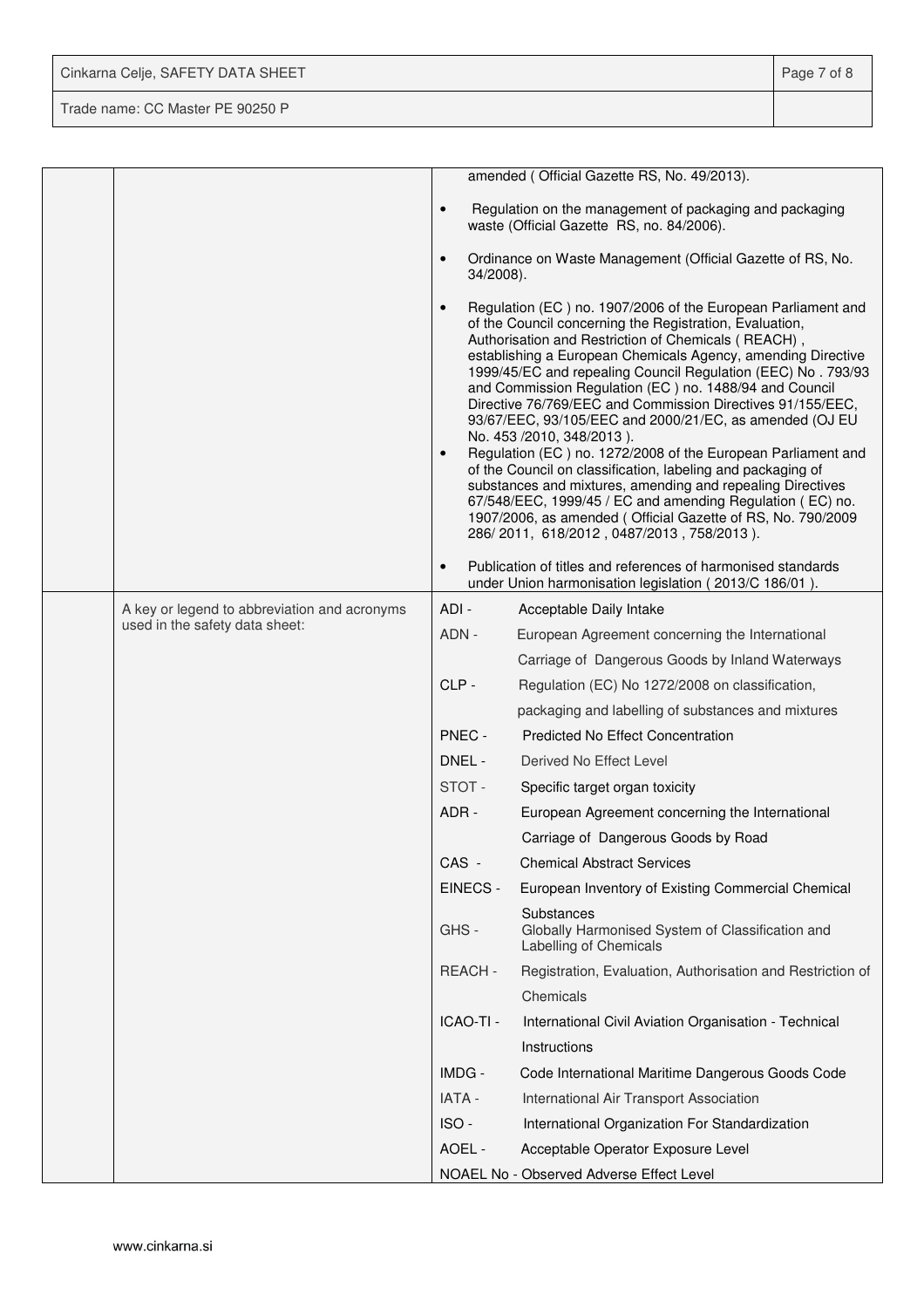| | | |
|---|---|---|
| | | amended ( Official Gazette RS, No. 49/2013).<br><br>• Regulation on the management of packaging and packaging waste (Official Gazette RS, no. 84/2006).<br><br>• Ordinance on Waste Management (Official Gazette of RS, No. 34/2008).<br><br>• Regulation (EC ) no. 1907/2006 of the European Parliament and of the Council concerning the Registration, Evaluation, Authorisation and Restriction of Chemicals ( REACH) , establishing a European Chemicals Agency, amending Directive 1999/45/EC and repealing Council Regulation (EEC) No . 793/93 and Commission Regulation (EC ) no. 1488/94 and Council Directive 76/769/EEC and Commission Directives 91/155/EEC, 93/67/EEC, 93/105/EEC and 2000/21/EC, as amended (OJ EU No. 453 /2010, 348/2013 ).<br>• Regulation (EC ) no. 1272/2008 of the European Parliament and of the Council on classification, labeling and packaging of substances and mixtures, amending and repealing Directives 67/548/EEC, 1999/45 / EC and amending Regulation ( EC) no. 1907/2006, as amended ( Official Gazette of RS, No. 790/2009 286/ 2011, 618/2012 , 0487/2013 , 758/2013 ).<br><br>• Publication of titles and references of harmonised standards under Union harmonisation legislation ( 2013/C 186/01 ). |
| | A key or legend to abbreviation and acronyms used in the safety data sheet: | ADI - Acceptable Daily Intake<br>ADN - European Agreement concerning the International Carriage of Dangerous Goods by Inland Waterways<br>CLP - Regulation (EC) No 1272/2008 on classification, packaging and labelling of substances and mixtures<br>PNEC - Predicted No Effect Concentration<br>DNEL - Derived No Effect Level<br>STOT - Specific target organ toxicity<br>ADR - European Agreement concerning the International Carriage of Dangerous Goods by Road<br>CAS - Chemical Abstract Services<br>EINECS - European Inventory of Existing Commercial Chemical Substances<br>GHS - Globally Harmonised System of Classification and Labelling of Chemicals<br>REACH - Registration, Evaluation, Authorisation and Restriction of Chemicals<br>ICAO-TI - International Civil Aviation Organisation - Technical Instructions<br>IMDG - Code International Maritime Dangerous Goods Code<br>IATA - International Air Transport Association<br>ISO - International Organization For Standardization<br>AOEL - Acceptable Operator Exposure Level<br>NOAEL No - Observed Adverse Effect Level |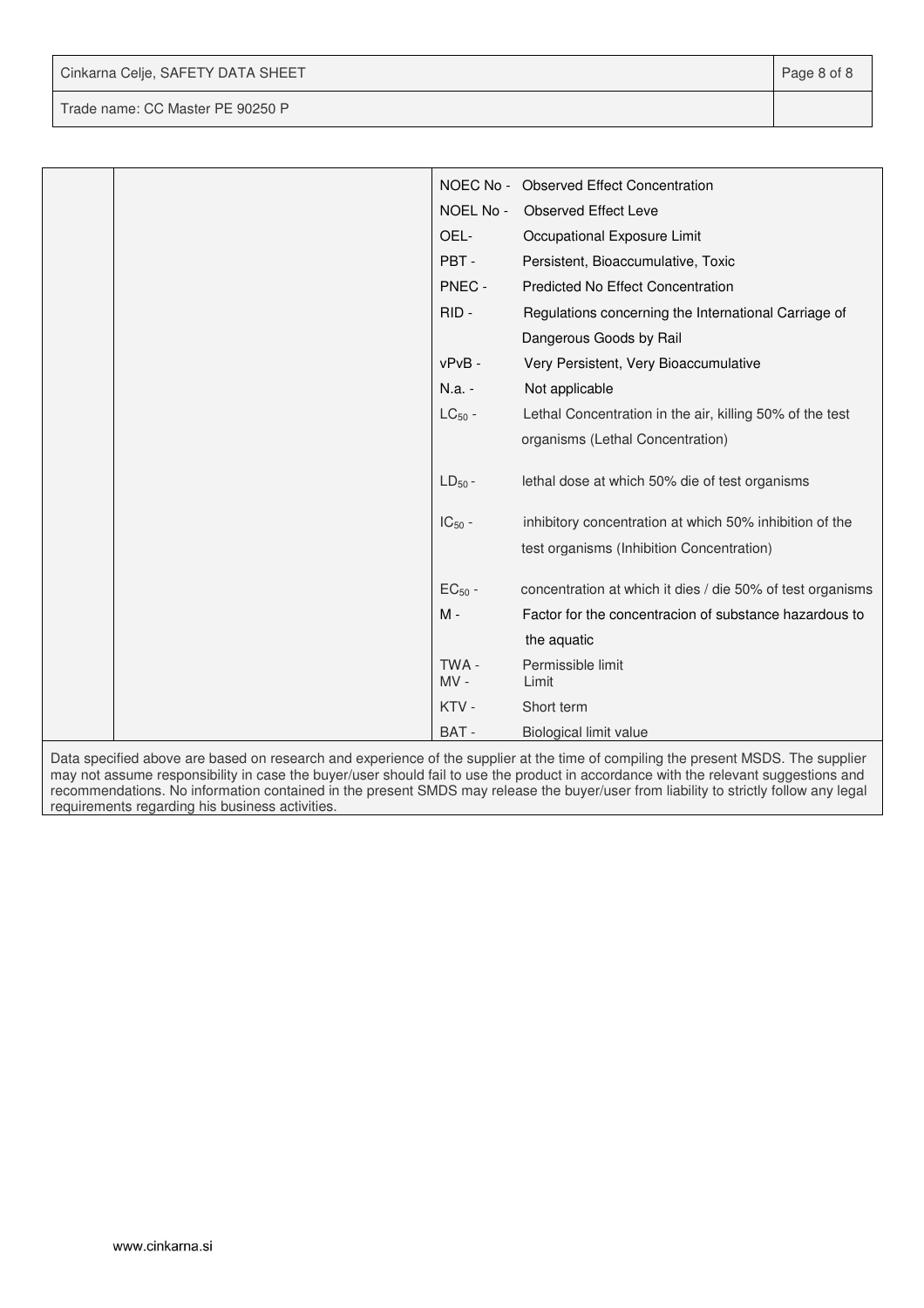| | | | |
|---|---|---|---|
| | | NOEC No - | Observed Effect Concentration |
| | | NOEL No - | Observed Effect Leve |
| | | OEL- | Occupational Exposure Limit |
| | | PBT - | Persistent, Bioaccumulative, Toxic |
| | | PNEC - | Predicted No Effect Concentration |
| | | RID - | Regulations concerning the International Carriage of Dangerous Goods by Rail |
| | | vPvB - | Very Persistent, Very Bioaccumulative |
| | | N.a. - | Not applicable |
| | | $LC_{50}$ - | Lethal Concentration in the air, killing 50% of the test organisms (Lethal Concentration) |
| | | $LD_{50}$ - | lethal dose at which 50% die of test organisms |
| | | $IC_{50}$ - | inhibitory concentration at which 50% inhibition of the test organisms (Inhibition Concentration) |
| | | $EC_{50}$ - | concentration at which it dies / die 50% of test organisms |
| | | M - | Factor for the concentracion of substance hazardous to the aquatic |
| | | TWA - | Permissible limit |
| | | MV - | Limit |
| | | KTV - | Short term |
| | | BAT - | Biological limit value |

Data specified above are based on research and experience of the supplier at the time of compiling the present MSDS. The supplier may not assume responsibility in case the buyer/user should fail to use the product in accordance with the relevant suggestions and recommendations. No information contained in the present SMDS may release the buyer/user from liability to strictly follow any legal requirements regarding his business activities.

www.cinkarna.si